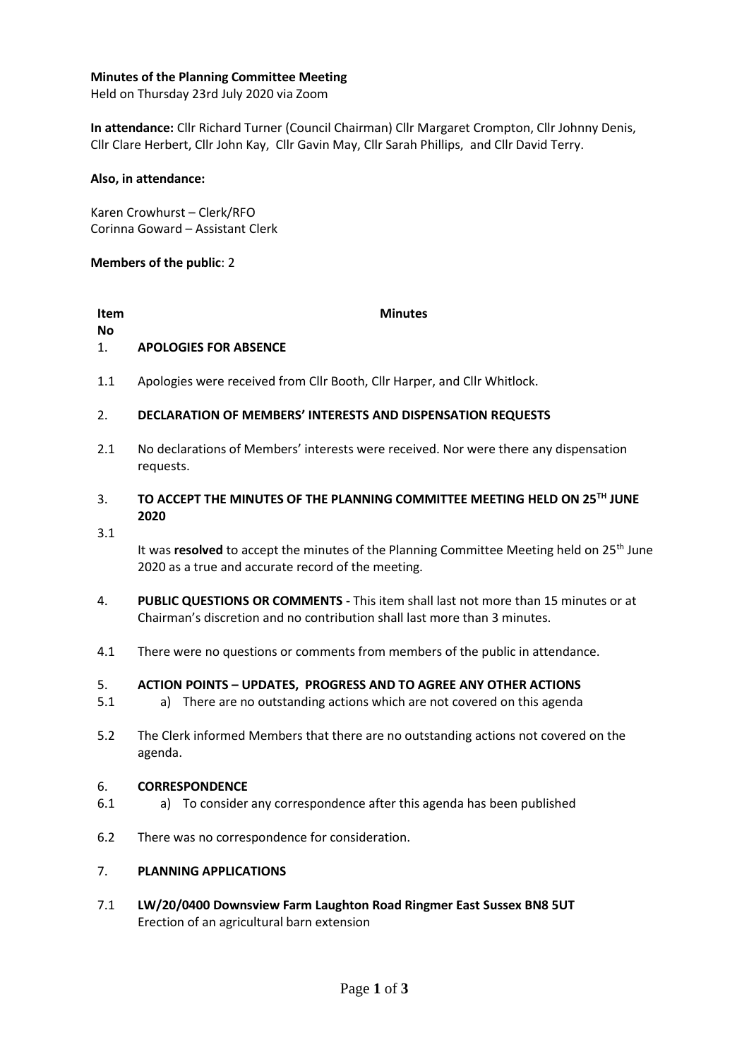**Minutes of the Planning Committee Meeting**
Held on Thursday 23rd July 2020 via Zoom

**In attendance:** Cllr Richard Turner (Council Chairman) Cllr Margaret Crompton, Cllr Johnny Denis, Cllr Clare Herbert, Cllr John Kay, Cllr Gavin May, Cllr Sarah Phillips, and Cllr David Terry.

**Also, in attendance:**

Karen Crowhurst – Clerk/RFO
Corinna Goward – Assistant Clerk

**Members of the public**: 2

| **Item No** | **Minutes** |
|---|---|
| 1. | **APOLOGIES FOR ABSENCE** |
| 1.1 | Apologies were received from Cllr Booth, Cllr Harper, and Cllr Whitlock. |
| 2. | **DECLARATION OF MEMBERS' INTERESTS AND DISPENSATION REQUESTS** |
| 2.1 | No declarations of Members' interests were received. Nor were there any dispensation requests. |
| 3. | **TO ACCEPT THE MINUTES OF THE PLANNING COMMITTEE MEETING HELD ON 25TH JUNE 2020** |
| 3.1 | It was **resolved** to accept the minutes of the Planning Committee Meeting held on 25th June 2020 as a true and accurate record of the meeting. |
| 4. | **PUBLIC QUESTIONS OR COMMENTS -** This item shall last not more than 15 minutes or at Chairman's discretion and no contribution shall last more than 3 minutes. |
| 4.1 | There were no questions or comments from members of the public in attendance. |
| 5. | **ACTION POINTS – UPDATES, PROGRESS AND TO AGREE ANY OTHER ACTIONS** |
| 5.1 | a) There are no outstanding actions which are not covered on this agenda |
| 5.2 | The Clerk informed Members that there are no outstanding actions not covered on the agenda. |
| 6. | **CORRESPONDENCE** |
| 6.1 | a) To consider any correspondence after this agenda has been published |
| 6.2 | There was no correspondence for consideration. |
| 7. | **PLANNING APPLICATIONS** |
| 7.1 | **LW/20/0400 Downsview Farm Laughton Road Ringmer East Sussex BN8 5UT** Erection of an agricultural barn extension |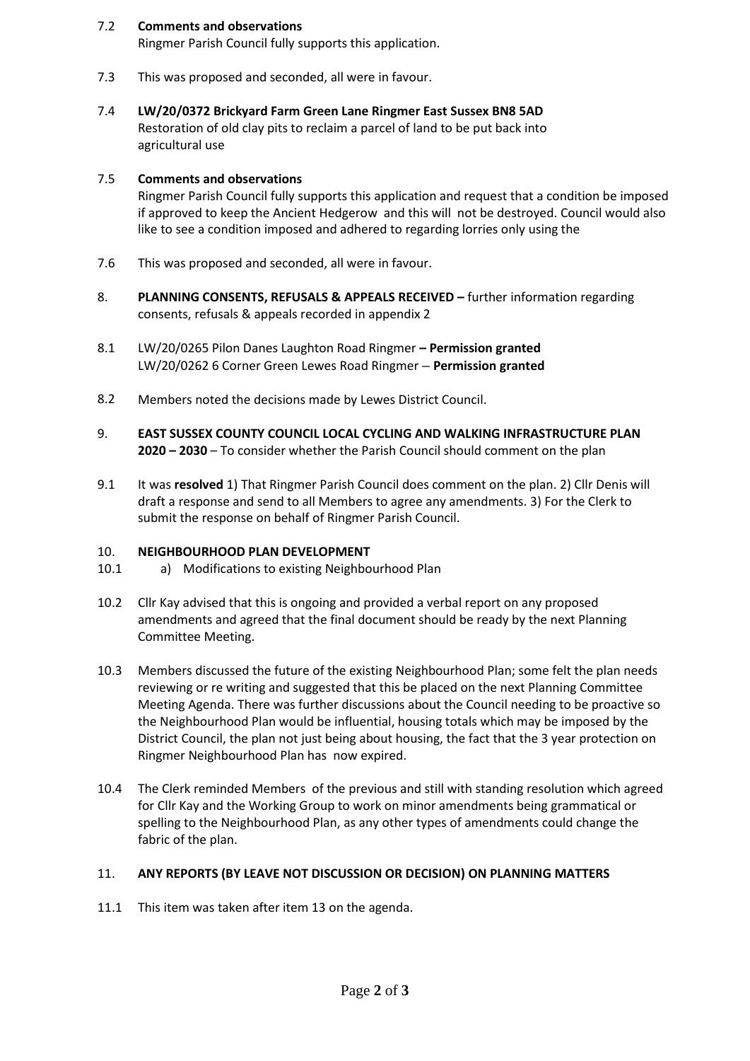7.2 **Comments and observations**
Ringmer Parish Council fully supports this application.

7.3 This was proposed and seconded, all were in favour.

7.4 **LW/20/0372 Brickyard Farm Green Lane Ringmer East Sussex BN8 5AD**
Restoration of old clay pits to reclaim a parcel of land to be put back into agricultural use

7.5 **Comments and observations**
Ringmer Parish Council fully supports this application and request that a condition be imposed if approved to keep the Ancient Hedgerow and this will not be destroyed. Council would also like to see a condition imposed and adhered to regarding lorries only using the

7.6 This was proposed and seconded, all were in favour.

8. **PLANNING CONSENTS, REFUSALS & APPEALS RECEIVED –** further information regarding consents, refusals & appeals recorded in appendix 2

8.1 LW/20/0265 Pilon Danes Laughton Road Ringmer **– Permission granted**
LW/20/0262 6 Corner Green Lewes Road Ringmer – **Permission granted**

8.2 Members noted the decisions made by Lewes District Council.

9. **EAST SUSSEX COUNTY COUNCIL LOCAL CYCLING AND WALKING INFRASTRUCTURE PLAN 2020 – 2030** – To consider whether the Parish Council should comment on the plan

9.1 It was **resolved** 1) That Ringmer Parish Council does comment on the plan. 2) Cllr Denis will draft a response and send to all Members to agree any amendments. 3) For the Clerk to submit the response on behalf of Ringmer Parish Council.

10. **NEIGHBOURHOOD PLAN DEVELOPMENT**

10.1 a) Modifications to existing Neighbourhood Plan

10.2 Cllr Kay advised that this is ongoing and provided a verbal report on any proposed amendments and agreed that the final document should be ready by the next Planning Committee Meeting.

10.3 Members discussed the future of the existing Neighbourhood Plan; some felt the plan needs reviewing or re writing and suggested that this be placed on the next Planning Committee Meeting Agenda. There was further discussions about the Council needing to be proactive so the Neighbourhood Plan would be influential, housing totals which may be imposed by the District Council, the plan not just being about housing, the fact that the 3 year protection on Ringmer Neighbourhood Plan has now expired.

10.4 The Clerk reminded Members of the previous and still with standing resolution which agreed for Cllr Kay and the Working Group to work on minor amendments being grammatical or spelling to the Neighbourhood Plan, as any other types of amendments could change the fabric of the plan.

11. **ANY REPORTS (BY LEAVE NOT DISCUSSION OR DECISION) ON PLANNING MATTERS**

11.1 This item was taken after item 13 on the agenda.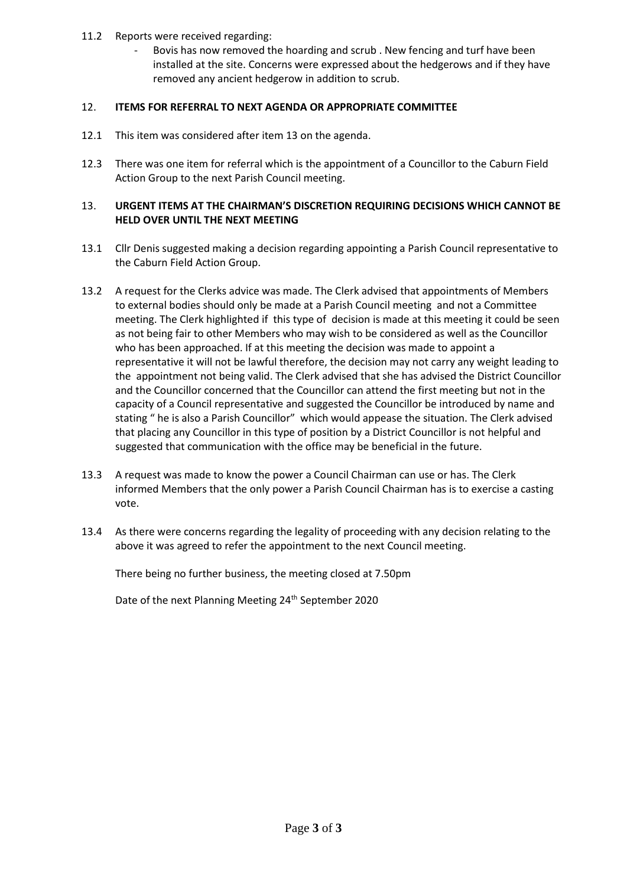11.2 Reports were received regarding:

- Bovis has now removed the hoarding and scrub . New fencing and turf have been installed at the site. Concerns were expressed about the hedgerows and if they have removed any ancient hedgerow in addition to scrub.

## 12. ITEMS FOR REFERRAL TO NEXT AGENDA OR APPROPRIATE COMMITTEE

12.1 This item was considered after item 13 on the agenda.

12.3 There was one item for referral which is the appointment of a Councillor to the Caburn Field Action Group to the next Parish Council meeting.

## 13. URGENT ITEMS AT THE CHAIRMAN'S DISCRETION REQUIRING DECISIONS WHICH CANNOT BE HELD OVER UNTIL THE NEXT MEETING

13.1 Cllr Denis suggested making a decision regarding appointing a Parish Council representative to the Caburn Field Action Group.

13.2 A request for the Clerks advice was made. The Clerk advised that appointments of Members to external bodies should only be made at a Parish Council meeting and not a Committee meeting. The Clerk highlighted if this type of decision is made at this meeting it could be seen as not being fair to other Members who may wish to be considered as well as the Councillor who has been approached. If at this meeting the decision was made to appoint a representative it will not be lawful therefore, the decision may not carry any weight leading to the appointment not being valid. The Clerk advised that she has advised the District Councillor and the Councillor concerned that the Councillor can attend the first meeting but not in the capacity of a Council representative and suggested the Councillor be introduced by name and stating " he is also a Parish Councillor" which would appease the situation. The Clerk advised that placing any Councillor in this type of position by a District Councillor is not helpful and suggested that communication with the office may be beneficial in the future.

13.3 A request was made to know the power a Council Chairman can use or has. The Clerk informed Members that the only power a Parish Council Chairman has is to exercise a casting vote.

13.4 As there were concerns regarding the legality of proceeding with any decision relating to the above it was agreed to refer the appointment to the next Council meeting.

There being no further business, the meeting closed at 7.50pm

Date of the next Planning Meeting 24th September 2020